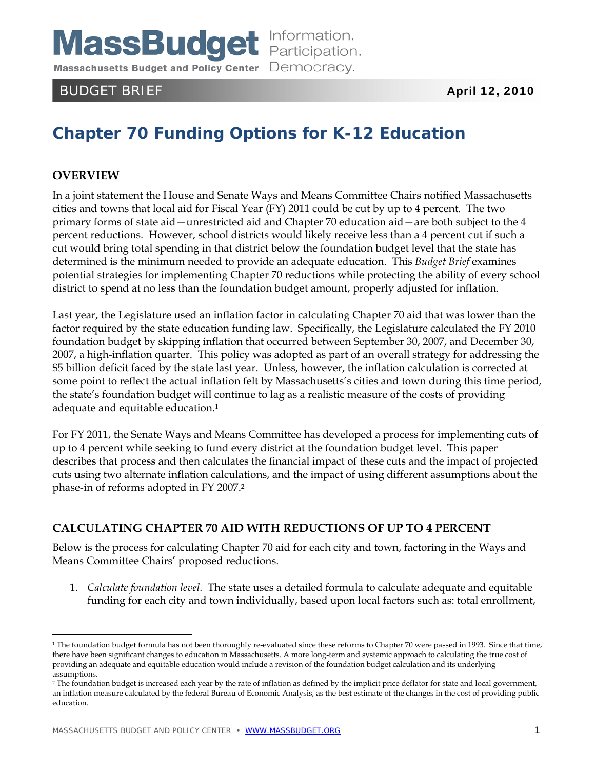# MassBudget

Information. Participation. Democracy.

Massachusetts Budget and Policy Center

BUDGET BRIEF

**April 12, 2010**

# Chapter 70 Funding Options for K-12 Education

## OVERVIEW

In a joint statement the House and Senate Ways and Means Committee Chairs notified Massachusetts cities and towns that local aid for Fiscal Year (FY) 2011 could be cut by up to 4 percent. The two primary forms of state aid—unrestricted aid and Chapter 70 education aid—are both subject to the 4 percent reductions. However, school districts would likely receive less than a 4 percent cut if such a cut would bring total spending in that district below the foundation budget level that the state has determined is the minimum needed to provide an adequate education. This *Budget Brief* examines potential strategies for implementing Chapter 70 reductions while protecting the ability of every school district to spend at no less than the foundation budget amount, properly adjusted for inflation.

Last year, the Legislature used an inflation factor in calculating Chapter 70 aid that was lower than the factor required by the state education funding law. Specifically, the Legislature calculated the FY 2010 foundation budget by skipping inflation that occurred between September 30, 2007, and December 30, 2007, a high-inflation quarter. This policy was adopted as part of an overall strategy for addressing the $5 billion deficit faced by the state last year. Unless, however, the inflation calculation is corrected at some point to reflect the actual inflation felt by Massachusetts's cities and town during this time period, the state's foundation budget will continue to lag as a realistic measure of the costs of providing adequate and equitable education.[1]

For FY 2011, the Senate Ways and Means Committee has developed a process for implementing cuts of up to 4 percent while seeking to fund every district at the foundation budget level. This paper describes that process and then calculates the financial impact of these cuts and the impact of projected cuts using two alternate inflation calculations, and the impact of using different assumptions about the phase-in of reforms adopted in FY 2007.[2]

## CALCULATING CHAPTER 70 AID WITH REDUCTIONS OF UP TO 4 PERCENT

Below is the process for calculating Chapter 70 aid for each city and town, factoring in the Ways and Means Committee Chairs' proposed reductions.

1. *Calculate foundation level.* The state uses a detailed formula to calculate adequate and equitable funding for each city and town individually, based upon local factors such as: total enrollment,

---

[1] The foundation budget formula has not been thoroughly re-evaluated since these reforms to Chapter 70 were passed in 1993. Since that time, there have been significant changes to education in Massachusetts. A more long-term and systemic approach to calculating the true cost of providing an adequate and equitable education would include a revision of the foundation budget calculation and its underlying assumptions.

[2] The foundation budget is increased each year by the rate of inflation as defined by the implicit price deflator for state and local government, an inflation measure calculated by the federal Bureau of Economic Analysis, as the best estimate of the changes in the cost of providing public education.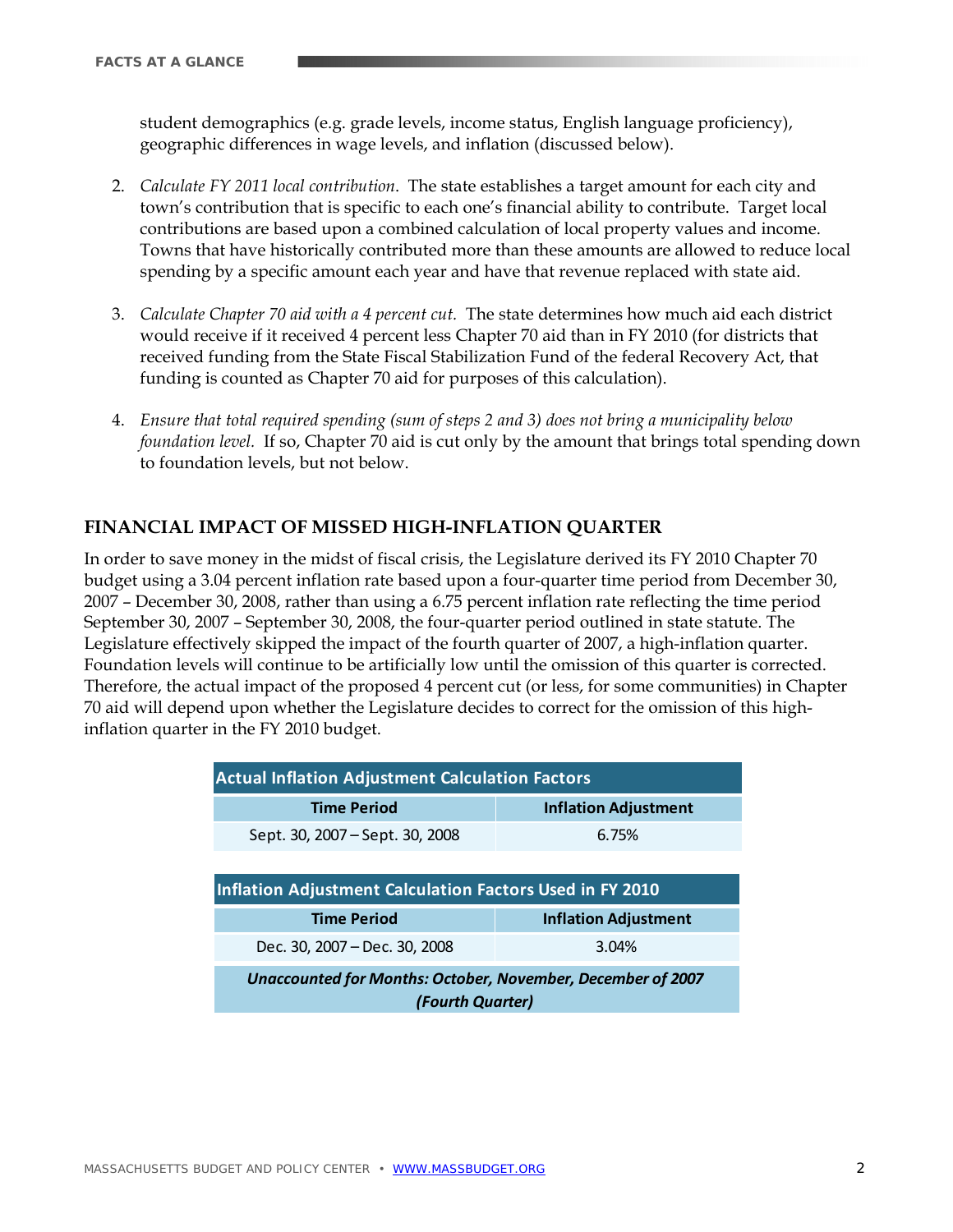student demographics (e.g. grade levels, income status, English language proficiency), geographic differences in wage levels, and inflation (discussed below).

2. *Calculate FY 2011 local contribution*. The state establishes a target amount for each city and town's contribution that is specific to each one's financial ability to contribute. Target local contributions are based upon a combined calculation of local property values and income. Towns that have historically contributed more than these amounts are allowed to reduce local spending by a specific amount each year and have that revenue replaced with state aid.

3. *Calculate Chapter 70 aid with a 4 percent cut.* The state determines how much aid each district would receive if it received 4 percent less Chapter 70 aid than in FY 2010 (for districts that received funding from the State Fiscal Stabilization Fund of the federal Recovery Act, that funding is counted as Chapter 70 aid for purposes of this calculation).

4. *Ensure that total required spending (sum of steps 2 and 3) does not bring a municipality below foundation level.* If so, Chapter 70 aid is cut only by the amount that brings total spending down to foundation levels, but not below.

## FINANCIAL IMPACT OF MISSED HIGH-INFLATION QUARTER

In order to save money in the midst of fiscal crisis, the Legislature derived its FY 2010 Chapter 70 budget using a 3.04 percent inflation rate based upon a four-quarter time period from December 30, 2007 – December 30, 2008, rather than using a 6.75 percent inflation rate reflecting the time period September 30, 2007 – September 30, 2008, the four-quarter period outlined in state statute. The Legislature effectively skipped the impact of the fourth quarter of 2007, a high-inflation quarter. Foundation levels will continue to be artificially low until the omission of this quarter is corrected. Therefore, the actual impact of the proposed 4 percent cut (or less, for some communities) in Chapter 70 aid will depend upon whether the Legislature decides to correct for the omission of this high-inflation quarter in the FY 2010 budget.

**Actual Inflation Adjustment Calculation Factors**

| Time Period | Inflation Adjustment |
|---|---|
| Sept. 30, 2007 – Sept. 30, 2008 | 6.75% |

**Inflation Adjustment Calculation Factors Used in FY 2010**

| Time Period | Inflation Adjustment |
|---|---|
| Dec. 30, 2007 – Dec. 30, 2008 | 3.04% |
| ***Unaccounted for Months: October, November, December of 2007 (Fourth Quarter)*** | |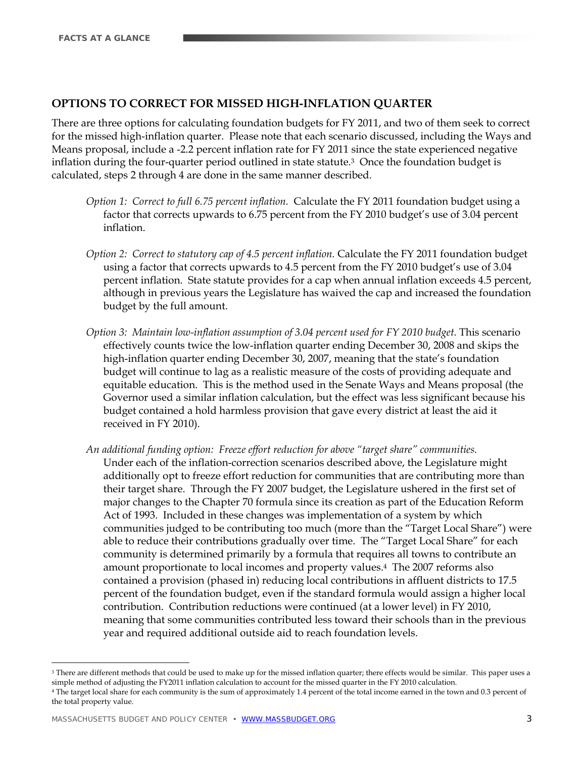## OPTIONS TO CORRECT FOR MISSED HIGH-INFLATION QUARTER

There are three options for calculating foundation budgets for FY 2011, and two of them seek to correct for the missed high-inflation quarter. Please note that each scenario discussed, including the Ways and Means proposal, include a -2.2 percent inflation rate for FY 2011 since the state experienced negative inflation during the four-quarter period outlined in state statute.[3] Once the foundation budget is calculated, steps 2 through 4 are done in the same manner described.

*Option 1: Correct to full 6.75 percent inflation.* Calculate the FY 2011 foundation budget using a factor that corrects upwards to 6.75 percent from the FY 2010 budget's use of 3.04 percent inflation.

*Option 2: Correct to statutory cap of 4.5 percent inflation.* Calculate the FY 2011 foundation budget using a factor that corrects upwards to 4.5 percent from the FY 2010 budget's use of 3.04 percent inflation. State statute provides for a cap when annual inflation exceeds 4.5 percent, although in previous years the Legislature has waived the cap and increased the foundation budget by the full amount.

*Option 3: Maintain low-inflation assumption of 3.04 percent used for FY 2010 budget.* This scenario effectively counts twice the low-inflation quarter ending December 30, 2008 and skips the high-inflation quarter ending December 30, 2007, meaning that the state's foundation budget will continue to lag as a realistic measure of the costs of providing adequate and equitable education. This is the method used in the Senate Ways and Means proposal (the Governor used a similar inflation calculation, but the effect was less significant because his budget contained a hold harmless provision that gave every district at least the aid it received in FY 2010).

*An additional funding option: Freeze effort reduction for above "target share" communities.* Under each of the inflation-correction scenarios described above, the Legislature might additionally opt to freeze effort reduction for communities that are contributing more than their target share. Through the FY 2007 budget, the Legislature ushered in the first set of major changes to the Chapter 70 formula since its creation as part of the Education Reform Act of 1993. Included in these changes was implementation of a system by which communities judged to be contributing too much (more than the "Target Local Share") were able to reduce their contributions gradually over time. The "Target Local Share" for each community is determined primarily by a formula that requires all towns to contribute an amount proportionate to local incomes and property values.[4] The 2007 reforms also contained a provision (phased in) reducing local contributions in affluent districts to 17.5 percent of the foundation budget, even if the standard formula would assign a higher local contribution. Contribution reductions were continued (at a lower level) in FY 2010, meaning that some communities contributed less toward their schools than in the previous year and required additional outside aid to reach foundation levels.

---

[3] There are different methods that could be used to make up for the missed inflation quarter; there effects would be similar. This paper uses a simple method of adjusting the FY2011 inflation calculation to account for the missed quarter in the FY 2010 calculation.

[4] The target local share for each community is the sum of approximately 1.4 percent of the total income earned in the town and 0.3 percent of the total property value.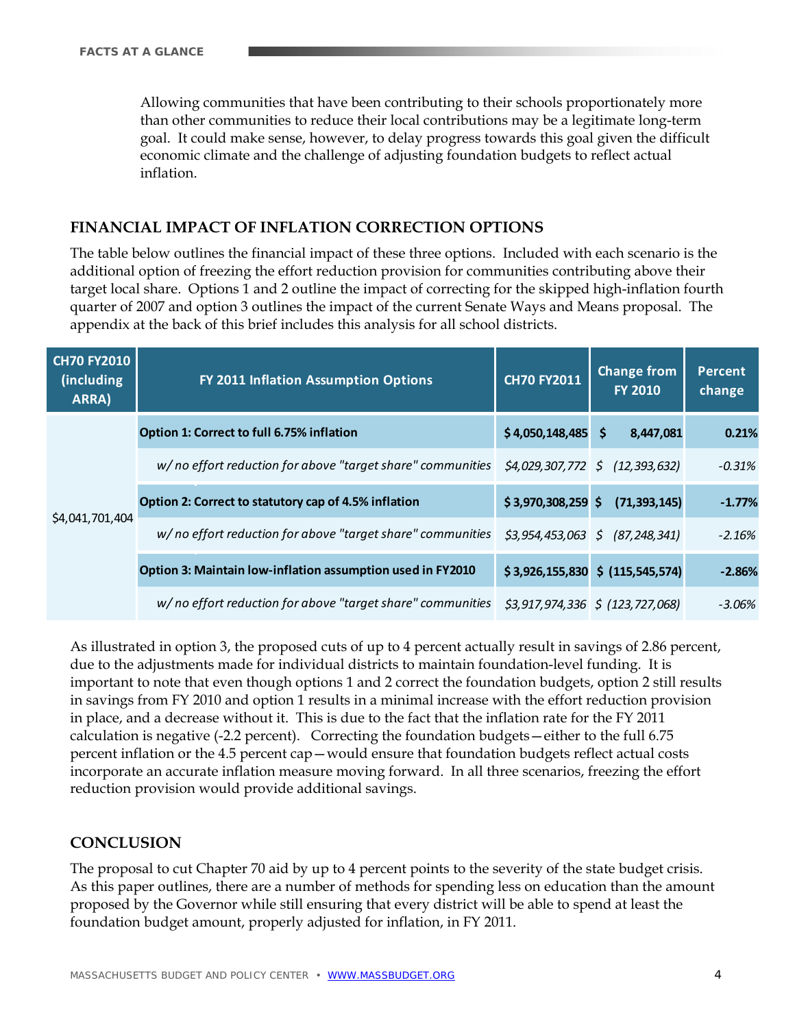Allowing communities that have been contributing to their schools proportionately more than other communities to reduce their local contributions may be a legitimate long-term goal. It could make sense, however, to delay progress towards this goal given the difficult economic climate and the challenge of adjusting foundation budgets to reflect actual inflation.

## FINANCIAL IMPACT OF INFLATION CORRECTION OPTIONS

The table below outlines the financial impact of these three options. Included with each scenario is the additional option of freezing the effort reduction provision for communities contributing above their target local share. Options 1 and 2 outline the impact of correcting for the skipped high-inflation fourth quarter of 2007 and option 3 outlines the impact of the current Senate Ways and Means proposal. The appendix at the back of this brief includes this analysis for all school districts.

| CH70 FY2010 (including ARRA) | FY 2011 Inflation Assumption Options | CH70 FY2011 | Change from FY 2010 | Percent change |
|---|---|---|---|---|
| $4,041,701,404 | **Option 1: Correct to full 6.75% inflation** | **$ 4,050,148,485** | **$ 8,447,081** | **0.21%** |
| | *w/ no effort reduction for above "target share" communities* | *$4,029,307,772* | *$ (12,393,632)* | *-0.31%* |
| | **Option 2: Correct to statutory cap of 4.5% inflation** | **$ 3,970,308,259** | **$ (71,393,145)** | **-1.77%** |
| | *w/ no effort reduction for above "target share" communities* | *$3,954,453,063* | *$ (87,248,341)* | *-2.16%* |
| | **Option 3: Maintain low-inflation assumption used in FY2010** | **$ 3,926,155,830** | **$ (115,545,574)** | **-2.86%** |
| | *w/ no effort reduction for above "target share" communities* | *$3,917,974,336* | *$ (123,727,068)* | *-3.06%* |

As illustrated in option 3, the proposed cuts of up to 4 percent actually result in savings of 2.86 percent, due to the adjustments made for individual districts to maintain foundation-level funding. It is important to note that even though options 1 and 2 correct the foundation budgets, option 2 still results in savings from FY 2010 and option 1 results in a minimal increase with the effort reduction provision in place, and a decrease without it. This is due to the fact that the inflation rate for the FY 2011 calculation is negative (-2.2 percent). Correcting the foundation budgets—either to the full 6.75 percent inflation or the 4.5 percent cap—would ensure that foundation budgets reflect actual costs incorporate an accurate inflation measure moving forward. In all three scenarios, freezing the effort reduction provision would provide additional savings.

## CONCLUSION

The proposal to cut Chapter 70 aid by up to 4 percent points to the severity of the state budget crisis. As this paper outlines, there are a number of methods for spending less on education than the amount proposed by the Governor while still ensuring that every district will be able to spend at least the foundation budget amount, properly adjusted for inflation, in FY 2011.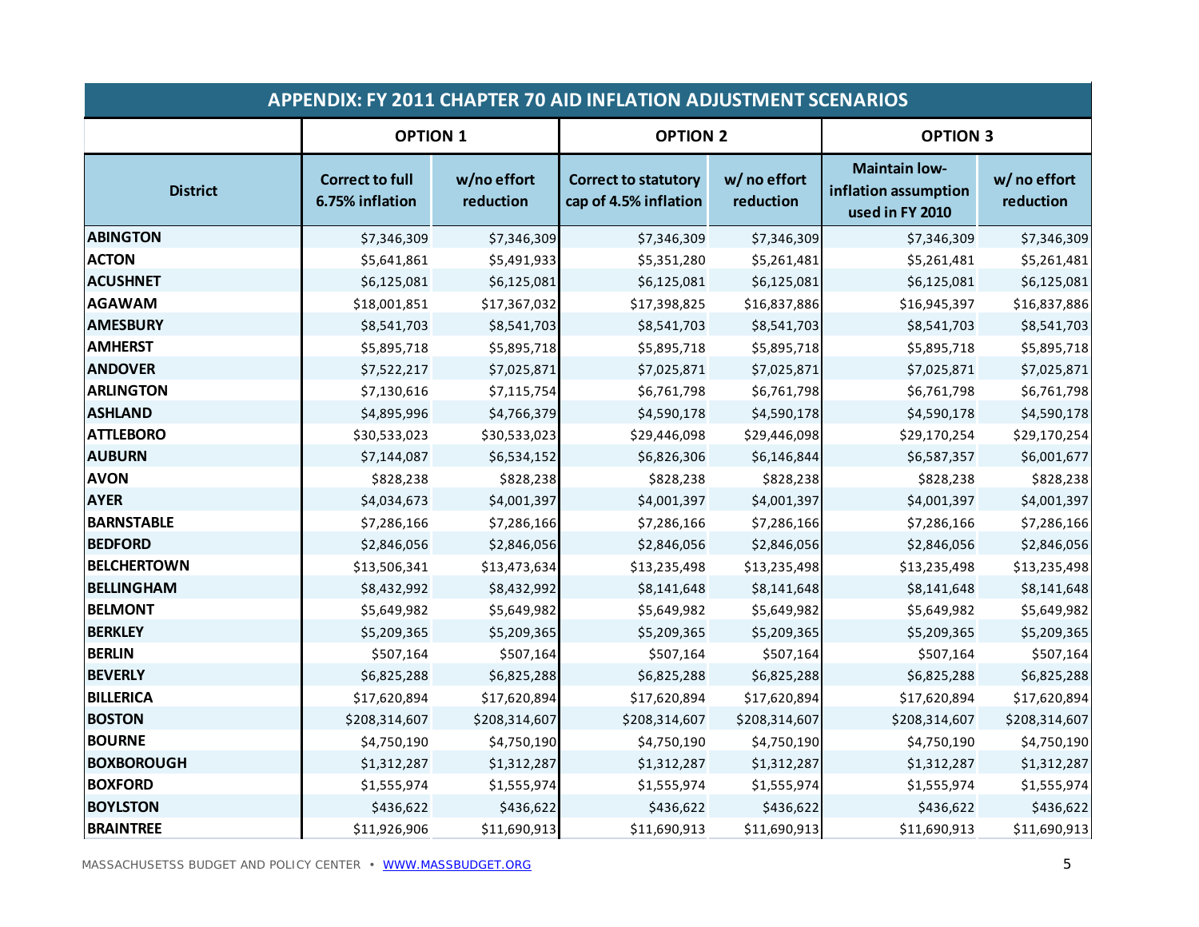| APPENDIX: FY 2011 CHAPTER 70 AID INFLATION ADJUSTMENT SCENARIOS | | | | | | |
|---|---|---|---|---|---|---|
| | **OPTION 1** | | **OPTION 2** | | **OPTION 3** | |
| **District** | **Correct to full 6.75% inflation** | **w/no effort reduction** | **Correct to statutory cap of 4.5% inflation** | **w/ no effort reduction** | **Maintain low-inflation assumption used in FY 2010** | **w/ no effort reduction** |
| **ABINGTON** | $7,346,309 | $7,346,309 | $7,346,309 | $7,346,309 | $7,346,309 | $7,346,309 |
| **ACTON** | $5,641,861 | $5,491,933 | $5,351,280 | $5,261,481 | $5,261,481 | $5,261,481 |
| **ACUSHNET** | $6,125,081 | $6,125,081 | $6,125,081 | $6,125,081 | $6,125,081 | $6,125,081 |
| **AGAWAM** | $18,001,851 | $17,367,032 | $17,398,825 | $16,837,886 | $16,945,397 | $16,837,886 |
| **AMESBURY** | $8,541,703 | $8,541,703 | $8,541,703 | $8,541,703 | $8,541,703 | $8,541,703 |
| **AMHERST** | $5,895,718 | $5,895,718 | $5,895,718 | $5,895,718 | $5,895,718 | $5,895,718 |
| **ANDOVER** | $7,522,217 | $7,025,871 | $7,025,871 | $7,025,871 | $7,025,871 | $7,025,871 |
| **ARLINGTON** | $7,130,616 | $7,115,754 | $6,761,798 | $6,761,798 | $6,761,798 | $6,761,798 |
| **ASHLAND** | $4,895,996 | $4,766,379 | $4,590,178 | $4,590,178 | $4,590,178 | $4,590,178 |
| **ATTLEBORO** | $30,533,023 | $30,533,023 | $29,446,098 | $29,446,098 | $29,170,254 | $29,170,254 |
| **AUBURN** | $7,144,087 | $6,534,152 | $6,826,306 | $6,146,844 | $6,587,357 | $6,001,677 |
| **AVON** | $828,238 | $828,238 | $828,238 | $828,238 | $828,238 | $828,238 |
| **AYER** | $4,034,673 | $4,001,397 | $4,001,397 | $4,001,397 | $4,001,397 | $4,001,397 |
| **BARNSTABLE** | $7,286,166 | $7,286,166 | $7,286,166 | $7,286,166 | $7,286,166 | $7,286,166 |
| **BEDFORD** | $2,846,056 | $2,846,056 | $2,846,056 | $2,846,056 | $2,846,056 | $2,846,056 |
| **BELCHERTOWN** | $13,506,341 | $13,473,634 | $13,235,498 | $13,235,498 | $13,235,498 | $13,235,498 |
| **BELLINGHAM** | $8,432,992 | $8,432,992 | $8,141,648 | $8,141,648 | $8,141,648 | $8,141,648 |
| **BELMONT** | $5,649,982 | $5,649,982 | $5,649,982 | $5,649,982 | $5,649,982 | $5,649,982 |
| **BERKLEY** | $5,209,365 | $5,209,365 | $5,209,365 | $5,209,365 | $5,209,365 | $5,209,365 |
| **BERLIN** | $507,164 | $507,164 | $507,164 | $507,164 | $507,164 | $507,164 |
| **BEVERLY** | $6,825,288 | $6,825,288 | $6,825,288 | $6,825,288 | $6,825,288 | $6,825,288 |
| **BILLERICA** | $17,620,894 | $17,620,894 | $17,620,894 | $17,620,894 | $17,620,894 | $17,620,894 |
| **BOSTON** | $208,314,607 | $208,314,607 | $208,314,607 | $208,314,607 | $208,314,607 | $208,314,607 |
| **BOURNE** | $4,750,190 | $4,750,190 | $4,750,190 | $4,750,190 | $4,750,190 | $4,750,190 |
| **BOXBOROUGH** | $1,312,287 | $1,312,287 | $1,312,287 | $1,312,287 | $1,312,287 | $1,312,287 |
| **BOXFORD** | $1,555,974 | $1,555,974 | $1,555,974 | $1,555,974 | $1,555,974 | $1,555,974 |
| **BOYLSTON** | $436,622 | $436,622 | $436,622 | $436,622 | $436,622 | $436,622 |
| **BRAINTREE** | $11,926,906 | $11,690,913 | $11,690,913 | $11,690,913 | $11,690,913 | $11,690,913 |

MASSACHUSETSS BUDGET AND POLICY CENTER • WWW.MASSBUDGET.ORG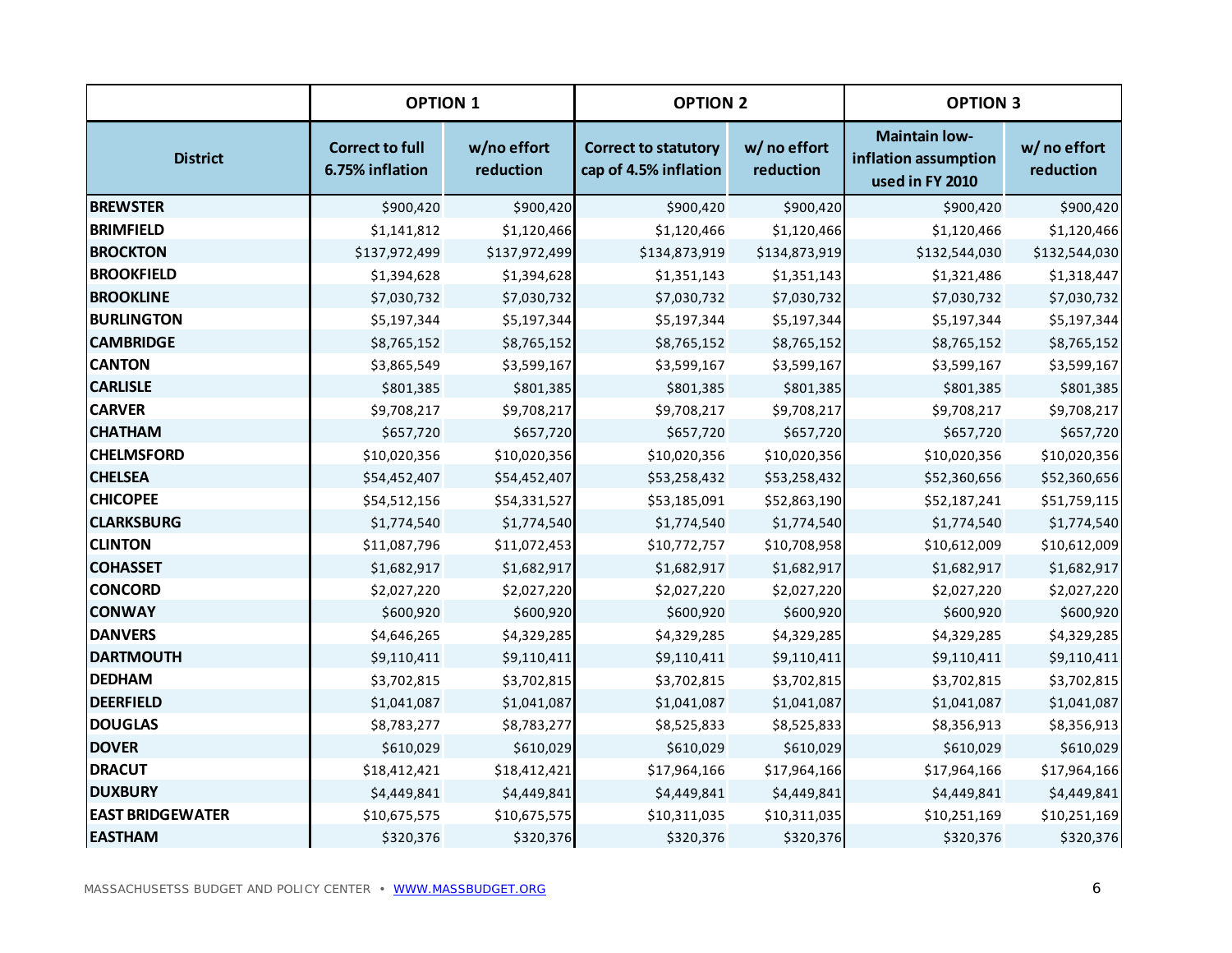| | OPTION 1 | | OPTION 2 | | OPTION 3 | |
|---|---|---|---|---|---|---|
| **District** | **Correct to full 6.75% inflation** | **w/no effort reduction** | **Correct to statutory cap of 4.5% inflation** | **w/ no effort reduction** | **Maintain low-inflation assumption used in FY 2010** | **w/ no effort reduction** |
| **BREWSTER** | $900,420 | $900,420 | $900,420 | $900,420 | $900,420 | $900,420 |
| **BRIMFIELD** | $1,141,812 | $1,120,466 | $1,120,466 | $1,120,466 | $1,120,466 | $1,120,466 |
| **BROCKTON** | $137,972,499 | $137,972,499 | $134,873,919 | $134,873,919 | $132,544,030 | $132,544,030 |
| **BROOKFIELD** | $1,394,628 | $1,394,628 | $1,351,143 | $1,351,143 | $1,321,486 | $1,318,447 |
| **BROOKLINE** | $7,030,732 | $7,030,732 | $7,030,732 | $7,030,732 | $7,030,732 | $7,030,732 |
| **BURLINGTON** | $5,197,344 | $5,197,344 | $5,197,344 | $5,197,344 | $5,197,344 | $5,197,344 |
| **CAMBRIDGE** | $8,765,152 | $8,765,152 | $8,765,152 | $8,765,152 | $8,765,152 | $8,765,152 |
| **CANTON** | $3,865,549 | $3,599,167 | $3,599,167 | $3,599,167 | $3,599,167 | $3,599,167 |
| **CARLISLE** | $801,385 | $801,385 | $801,385 | $801,385 | $801,385 | $801,385 |
| **CARVER** | $9,708,217 | $9,708,217 | $9,708,217 | $9,708,217 | $9,708,217 | $9,708,217 |
| **CHATHAM** | $657,720 | $657,720 | $657,720 | $657,720 | $657,720 | $657,720 |
| **CHELMSFORD** | $10,020,356 | $10,020,356 | $10,020,356 | $10,020,356 | $10,020,356 | $10,020,356 |
| **CHELSEA** | $54,452,407 | $54,452,407 | $53,258,432 | $53,258,432 | $52,360,656 | $52,360,656 |
| **CHICOPEE** | $54,512,156 | $54,331,527 | $53,185,091 | $52,863,190 | $52,187,241 | $51,759,115 |
| **CLARKSBURG** | $1,774,540 | $1,774,540 | $1,774,540 | $1,774,540 | $1,774,540 | $1,774,540 |
| **CLINTON** | $11,087,796 | $11,072,453 | $10,772,757 | $10,708,958 | $10,612,009 | $10,612,009 |
| **COHASSET** | $1,682,917 | $1,682,917 | $1,682,917 | $1,682,917 | $1,682,917 | $1,682,917 |
| **CONCORD** | $2,027,220 | $2,027,220 | $2,027,220 | $2,027,220 | $2,027,220 | $2,027,220 |
| **CONWAY** | $600,920 | $600,920 | $600,920 | $600,920 | $600,920 | $600,920 |
| **DANVERS** | $4,646,265 | $4,329,285 | $4,329,285 | $4,329,285 | $4,329,285 | $4,329,285 |
| **DARTMOUTH** | $9,110,411 | $9,110,411 | $9,110,411 | $9,110,411 | $9,110,411 | $9,110,411 |
| **DEDHAM** | $3,702,815 | $3,702,815 | $3,702,815 | $3,702,815 | $3,702,815 | $3,702,815 |
| **DEERFIELD** | $1,041,087 | $1,041,087 | $1,041,087 | $1,041,087 | $1,041,087 | $1,041,087 |
| **DOUGLAS** | $8,783,277 | $8,783,277 | $8,525,833 | $8,525,833 | $8,356,913 | $8,356,913 |
| **DOVER** | $610,029 | $610,029 | $610,029 | $610,029 | $610,029 | $610,029 |
| **DRACUT** | $18,412,421 | $18,412,421 | $17,964,166 | $17,964,166 | $17,964,166 | $17,964,166 |
| **DUXBURY** | $4,449,841 | $4,449,841 | $4,449,841 | $4,449,841 | $4,449,841 | $4,449,841 |
| **EAST BRIDGEWATER** | $10,675,575 | $10,675,575 | $10,311,035 | $10,311,035 | $10,251,169 | $10,251,169 |
| **EASTHAM** | $320,376 | $320,376 | $320,376 | $320,376 | $320,376 | $320,376 |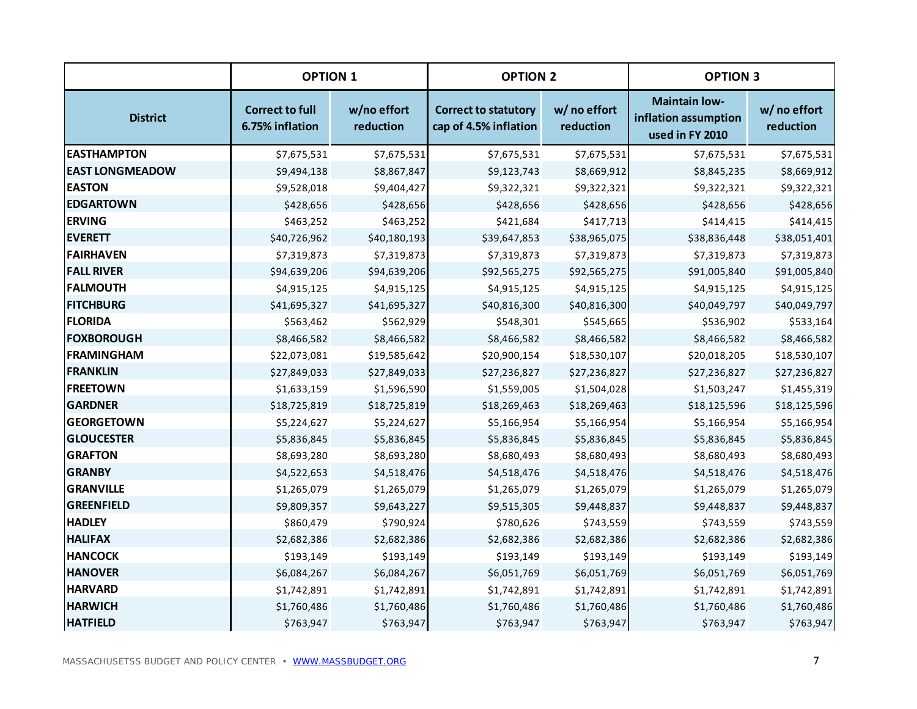| | OPTION 1 | | OPTION 2 | | OPTION 3 | |
|---|---|---|---|---|---|---|
| District | Correct to full 6.75% inflation | w/no effort reduction | Correct to statutory cap of 4.5% inflation | w/ no effort reduction | Maintain low-inflation assumption used in FY 2010 | w/ no effort reduction |
| **EASTHAMPTON** | $7,675,531 | $7,675,531 | $7,675,531 | $7,675,531 | $7,675,531 | $7,675,531 |
| **EAST LONGMEADOW** | $9,494,138 | $8,867,847 | $9,123,743 | $8,669,912 | $8,845,235 | $8,669,912 |
| **EASTON** | $9,528,018 | $9,404,427 | $9,322,321 | $9,322,321 | $9,322,321 | $9,322,321 |
| **EDGARTOWN** | $428,656 | $428,656 | $428,656 | $428,656 | $428,656 | $428,656 |
| **ERVING** | $463,252 | $463,252 | $421,684 | $417,713 | $414,415 | $414,415 |
| **EVERETT** | $40,726,962 | $40,180,193 | $39,647,853 | $38,965,075 | $38,836,448 | $38,051,401 |
| **FAIRHAVEN** | $7,319,873 | $7,319,873 | $7,319,873 | $7,319,873 | $7,319,873 | $7,319,873 |
| **FALL RIVER** | $94,639,206 | $94,639,206 | $92,565,275 | $92,565,275 | $91,005,840 | $91,005,840 |
| **FALMOUTH** | $4,915,125 | $4,915,125 | $4,915,125 | $4,915,125 | $4,915,125 | $4,915,125 |
| **FITCHBURG** | $41,695,327 | $41,695,327 | $40,816,300 | $40,816,300 | $40,049,797 | $40,049,797 |
| **FLORIDA** | $563,462 | $562,929 | $548,301 | $545,665 | $536,902 | $533,164 |
| **FOXBOROUGH** | $8,466,582 | $8,466,582 | $8,466,582 | $8,466,582 | $8,466,582 | $8,466,582 |
| **FRAMINGHAM** | $22,073,081 | $19,585,642 | $20,900,154 | $18,530,107 | $20,018,205 | $18,530,107 |
| **FRANKLIN** | $27,849,033 | $27,849,033 | $27,236,827 | $27,236,827 | $27,236,827 | $27,236,827 |
| **FREETOWN** | $1,633,159 | $1,596,590 | $1,559,005 | $1,504,028 | $1,503,247 | $1,455,319 |
| **GARDNER** | $18,725,819 | $18,725,819 | $18,269,463 | $18,269,463 | $18,125,596 | $18,125,596 |
| **GEORGETOWN** | $5,224,627 | $5,224,627 | $5,166,954 | $5,166,954 | $5,166,954 | $5,166,954 |
| **GLOUCESTER** | $5,836,845 | $5,836,845 | $5,836,845 | $5,836,845 | $5,836,845 | $5,836,845 |
| **GRAFTON** | $8,693,280 | $8,693,280 | $8,680,493 | $8,680,493 | $8,680,493 | $8,680,493 |
| **GRANBY** | $4,522,653 | $4,518,476 | $4,518,476 | $4,518,476 | $4,518,476 | $4,518,476 |
| **GRANVILLE** | $1,265,079 | $1,265,079 | $1,265,079 | $1,265,079 | $1,265,079 | $1,265,079 |
| **GREENFIELD** | $9,809,357 | $9,643,227 | $9,515,305 | $9,448,837 | $9,448,837 | $9,448,837 |
| **HADLEY** | $860,479 | $790,924 | $780,626 | $743,559 | $743,559 | $743,559 |
| **HALIFAX** | $2,682,386 | $2,682,386 | $2,682,386 | $2,682,386 | $2,682,386 | $2,682,386 |
| **HANCOCK** | $193,149 | $193,149 | $193,149 | $193,149 | $193,149 | $193,149 |
| **HANOVER** | $6,084,267 | $6,084,267 | $6,051,769 | $6,051,769 | $6,051,769 | $6,051,769 |
| **HARVARD** | $1,742,891 | $1,742,891 | $1,742,891 | $1,742,891 | $1,742,891 | $1,742,891 |
| **HARWICH** | $1,760,486 | $1,760,486 | $1,760,486 | $1,760,486 | $1,760,486 | $1,760,486 |
| **HATFIELD** | $763,947 | $763,947 | $763,947 | $763,947 | $763,947 | $763,947 |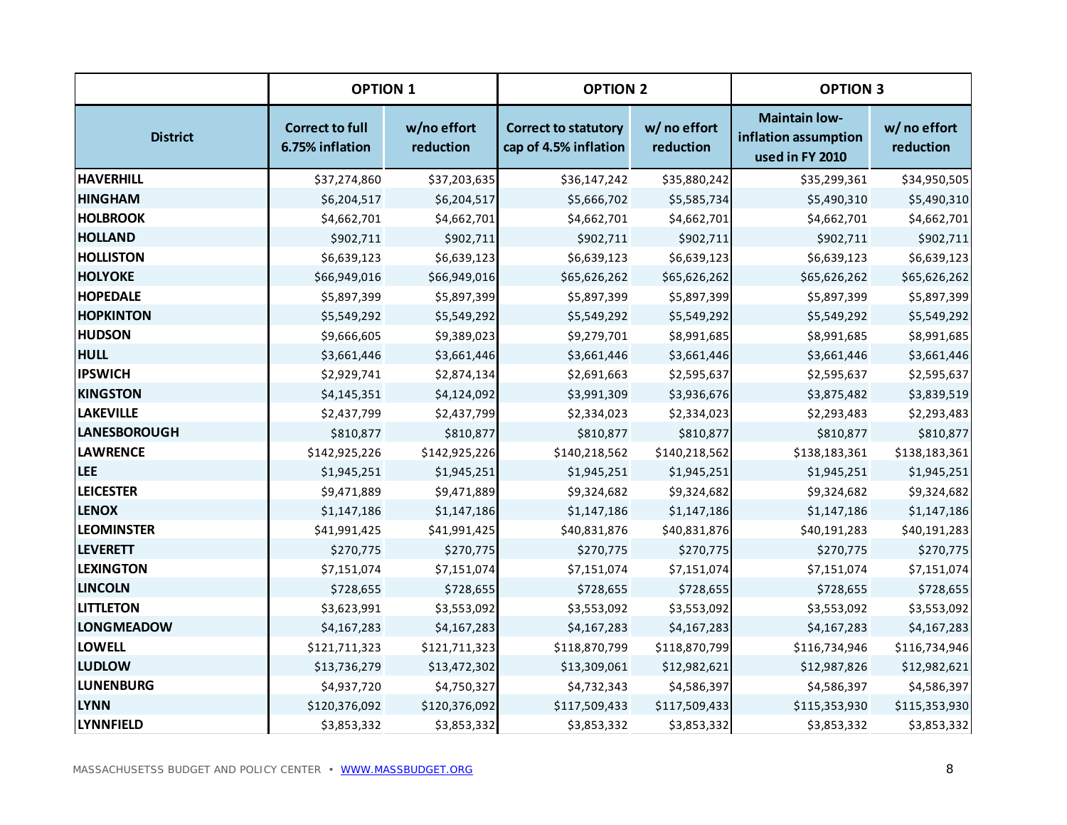| | OPTION 1 | | OPTION 2 | | OPTION 3 | |
|---|---|---|---|---|---|---|
| **District** | **Correct to full 6.75% inflation** | **w/no effort reduction** | **Correct to statutory cap of 4.5% inflation** | **w/ no effort reduction** | **Maintain low-inflation assumption used in FY 2010** | **w/ no effort reduction** |
| **HAVERHILL** | $37,274,860 | $37,203,635 | $36,147,242 | $35,880,242 | $35,299,361 | $34,950,505 |
| **HINGHAM** | $6,204,517 | $6,204,517 | $5,666,702 | $5,585,734 | $5,490,310 | $5,490,310 |
| **HOLBROOK** | $4,662,701 | $4,662,701 | $4,662,701 | $4,662,701 | $4,662,701 | $4,662,701 |
| **HOLLAND** | $902,711 | $902,711 | $902,711 | $902,711 | $902,711 | $902,711 |
| **HOLLISTON** | $6,639,123 | $6,639,123 | $6,639,123 | $6,639,123 | $6,639,123 | $6,639,123 |
| **HOLYOKE** | $66,949,016 | $66,949,016 | $65,626,262 | $65,626,262 | $65,626,262 | $65,626,262 |
| **HOPEDALE** | $5,897,399 | $5,897,399 | $5,897,399 | $5,897,399 | $5,897,399 | $5,897,399 |
| **HOPKINTON** | $5,549,292 | $5,549,292 | $5,549,292 | $5,549,292 | $5,549,292 | $5,549,292 |
| **HUDSON** | $9,666,605 | $9,389,023 | $9,279,701 | $8,991,685 | $8,991,685 | $8,991,685 |
| **HULL** | $3,661,446 | $3,661,446 | $3,661,446 | $3,661,446 | $3,661,446 | $3,661,446 |
| **IPSWICH** | $2,929,741 | $2,874,134 | $2,691,663 | $2,595,637 | $2,595,637 | $2,595,637 |
| **KINGSTON** | $4,145,351 | $4,124,092 | $3,991,309 | $3,936,676 | $3,875,482 | $3,839,519 |
| **LAKEVILLE** | $2,437,799 | $2,437,799 | $2,334,023 | $2,334,023 | $2,293,483 | $2,293,483 |
| **LANESBOROUGH** | $810,877 | $810,877 | $810,877 | $810,877 | $810,877 | $810,877 |
| **LAWRENCE** | $142,925,226 | $142,925,226 | $140,218,562 | $140,218,562 | $138,183,361 | $138,183,361 |
| **LEE** | $1,945,251 | $1,945,251 | $1,945,251 | $1,945,251 | $1,945,251 | $1,945,251 |
| **LEICESTER** | $9,471,889 | $9,471,889 | $9,324,682 | $9,324,682 | $9,324,682 | $9,324,682 |
| **LENOX** | $1,147,186 | $1,147,186 | $1,147,186 | $1,147,186 | $1,147,186 | $1,147,186 |
| **LEOMINSTER** | $41,991,425 | $41,991,425 | $40,831,876 | $40,831,876 | $40,191,283 | $40,191,283 |
| **LEVERETT** | $270,775 | $270,775 | $270,775 | $270,775 | $270,775 | $270,775 |
| **LEXINGTON** | $7,151,074 | $7,151,074 | $7,151,074 | $7,151,074 | $7,151,074 | $7,151,074 |
| **LINCOLN** | $728,655 | $728,655 | $728,655 | $728,655 | $728,655 | $728,655 |
| **LITTLETON** | $3,623,991 | $3,553,092 | $3,553,092 | $3,553,092 | $3,553,092 | $3,553,092 |
| **LONGMEADOW** | $4,167,283 | $4,167,283 | $4,167,283 | $4,167,283 | $4,167,283 | $4,167,283 |
| **LOWELL** | $121,711,323 | $121,711,323 | $118,870,799 | $118,870,799 | $116,734,946 | $116,734,946 |
| **LUDLOW** | $13,736,279 | $13,472,302 | $13,309,061 | $12,982,621 | $12,987,826 | $12,982,621 |
| **LUNENBURG** | $4,937,720 | $4,750,327 | $4,732,343 | $4,586,397 | $4,586,397 | $4,586,397 |
| **LYNN** | $120,376,092 | $120,376,092 | $117,509,433 | $117,509,433 | $115,353,930 | $115,353,930 |
| **LYNNFIELD** | $3,853,332 | $3,853,332 | $3,853,332 | $3,853,332 | $3,853,332 | $3,853,332 |

MASSACHUSETSS BUDGET AND POLICY CENTER • WWW.MASSBUDGET.ORG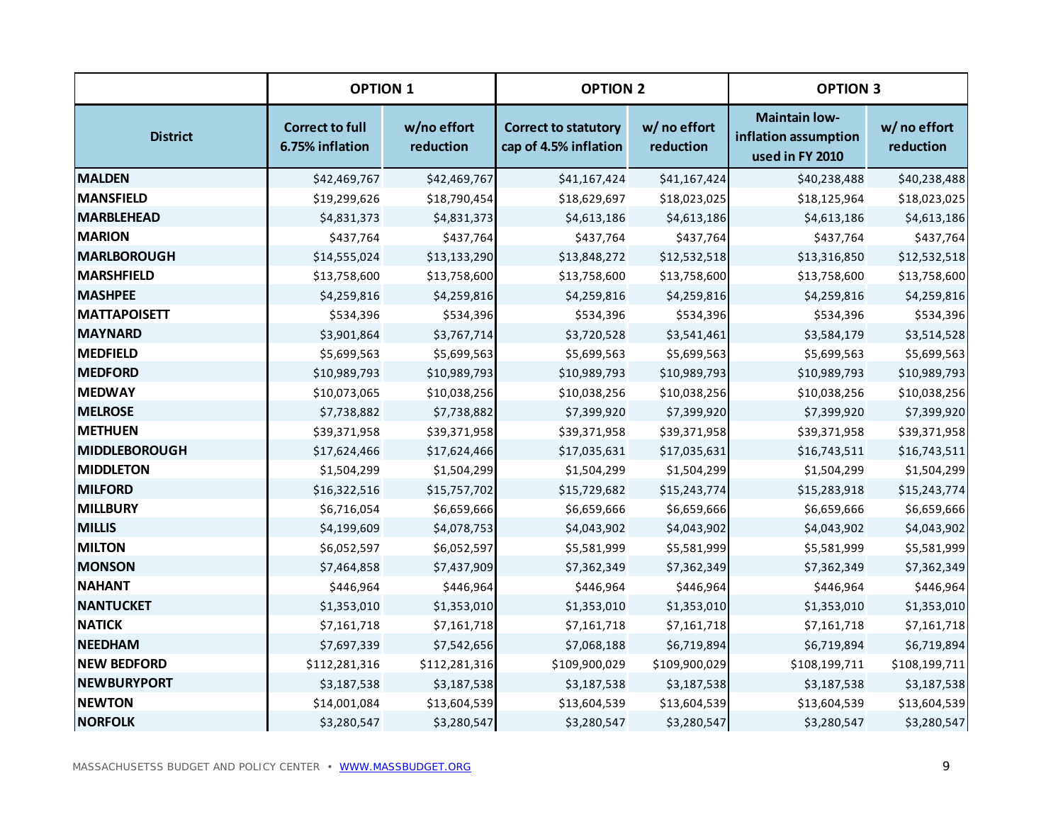| District | OPTION 1 | | OPTION 2 | | OPTION 3 | |
|---|---|---|---|---|---|---|
| | Correct to full 6.75% inflation | w/no effort reduction | Correct to statutory cap of 4.5% inflation | w/ no effort reduction | Maintain low-inflation assumption used in FY 2010 | w/ no effort reduction |
| **MALDEN** | $42,469,767 | $42,469,767 | $41,167,424 | $41,167,424 | $40,238,488 | $40,238,488 |
| **MANSFIELD** | $19,299,626 | $18,790,454 | $18,629,697 | $18,023,025 | $18,125,964 | $18,023,025 |
| **MARBLEHEAD** | $4,831,373 | $4,831,373 | $4,613,186 | $4,613,186 | $4,613,186 | $4,613,186 |
| **MARION** | $437,764 | $437,764 | $437,764 | $437,764 | $437,764 | $437,764 |
| **MARLBOROUGH** | $14,555,024 | $13,133,290 | $13,848,272 | $12,532,518 | $13,316,850 | $12,532,518 |
| **MARSHFIELD** | $13,758,600 | $13,758,600 | $13,758,600 | $13,758,600 | $13,758,600 | $13,758,600 |
| **MASHPEE** | $4,259,816 | $4,259,816 | $4,259,816 | $4,259,816 | $4,259,816 | $4,259,816 |
| **MATTAPOISETT** | $534,396 | $534,396 | $534,396 | $534,396 | $534,396 | $534,396 |
| **MAYNARD** | $3,901,864 | $3,767,714 | $3,720,528 | $3,541,461 | $3,584,179 | $3,514,528 |
| **MEDFIELD** | $5,699,563 | $5,699,563 | $5,699,563 | $5,699,563 | $5,699,563 | $5,699,563 |
| **MEDFORD** | $10,989,793 | $10,989,793 | $10,989,793 | $10,989,793 | $10,989,793 | $10,989,793 |
| **MEDWAY** | $10,073,065 | $10,038,256 | $10,038,256 | $10,038,256 | $10,038,256 | $10,038,256 |
| **MELROSE** | $7,738,882 | $7,738,882 | $7,399,920 | $7,399,920 | $7,399,920 | $7,399,920 |
| **METHUEN** | $39,371,958 | $39,371,958 | $39,371,958 | $39,371,958 | $39,371,958 | $39,371,958 |
| **MIDDLEBOROUGH** | $17,624,466 | $17,624,466 | $17,035,631 | $17,035,631 | $16,743,511 | $16,743,511 |
| **MIDDLETON** | $1,504,299 | $1,504,299 | $1,504,299 | $1,504,299 | $1,504,299 | $1,504,299 |
| **MILFORD** | $16,322,516 | $15,757,702 | $15,729,682 | $15,243,774 | $15,283,918 | $15,243,774 |
| **MILLBURY** | $6,716,054 | $6,659,666 | $6,659,666 | $6,659,666 | $6,659,666 | $6,659,666 |
| **MILLIS** | $4,199,609 | $4,078,753 | $4,043,902 | $4,043,902 | $4,043,902 | $4,043,902 |
| **MILTON** | $6,052,597 | $6,052,597 | $5,581,999 | $5,581,999 | $5,581,999 | $5,581,999 |
| **MONSON** | $7,464,858 | $7,437,909 | $7,362,349 | $7,362,349 | $7,362,349 | $7,362,349 |
| **NAHANT** | $446,964 | $446,964 | $446,964 | $446,964 | $446,964 | $446,964 |
| **NANTUCKET** | $1,353,010 | $1,353,010 | $1,353,010 | $1,353,010 | $1,353,010 | $1,353,010 |
| **NATICK** | $7,161,718 | $7,161,718 | $7,161,718 | $7,161,718 | $7,161,718 | $7,161,718 |
| **NEEDHAM** | $7,697,339 | $7,542,656 | $7,068,188 | $6,719,894 | $6,719,894 | $6,719,894 |
| **NEW BEDFORD** | $112,281,316 | $112,281,316 | $109,900,029 | $109,900,029 | $108,199,711 | $108,199,711 |
| **NEWBURYPORT** | $3,187,538 | $3,187,538 | $3,187,538 | $3,187,538 | $3,187,538 | $3,187,538 |
| **NEWTON** | $14,001,084 | $13,604,539 | $13,604,539 | $13,604,539 | $13,604,539 | $13,604,539 |
| **NORFOLK** | $3,280,547 | $3,280,547 | $3,280,547 | $3,280,547 | $3,280,547 | $3,280,547 |

MASSACHUSETSS BUDGET AND POLICY CENTER • WWW.MASSBUDGET.ORG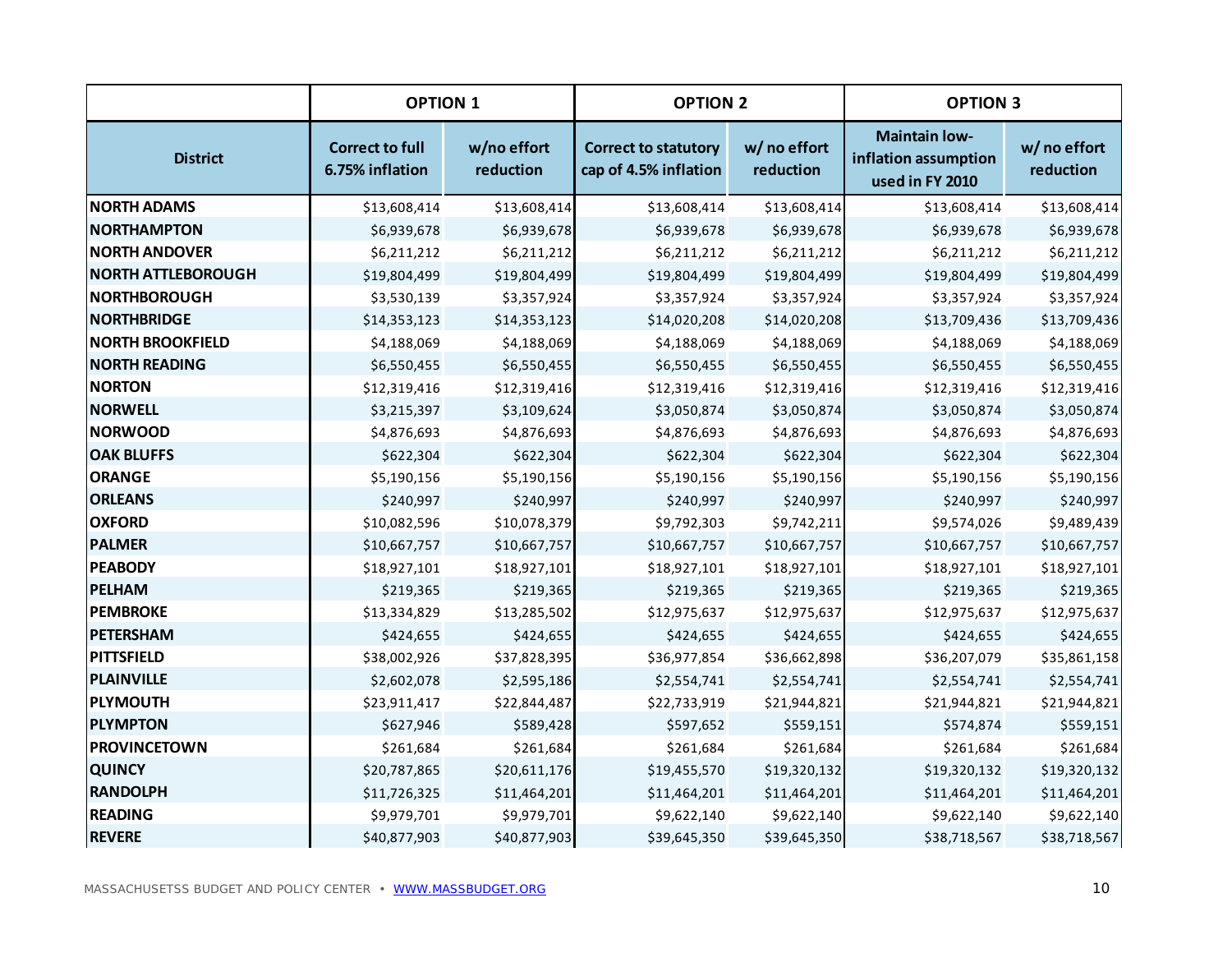| | OPTION 1 | | OPTION 2 | | OPTION 3 | |
|---|---|---|---|---|---|---|
| District | Correct to full 6.75% inflation | w/no effort reduction | Correct to statutory cap of 4.5% inflation | w/ no effort reduction | Maintain low-inflation assumption used in FY 2010 | w/ no effort reduction |
| NORTH ADAMS | $13,608,414 | $13,608,414 | $13,608,414 | $13,608,414 | $13,608,414 | $13,608,414 |
| NORTHAMPTON | $6,939,678 | $6,939,678 | $6,939,678 | $6,939,678 | $6,939,678 | $6,939,678 |
| NORTH ANDOVER | $6,211,212 | $6,211,212 | $6,211,212 | $6,211,212 | $6,211,212 | $6,211,212 |
| NORTH ATTLEBOROUGH | $19,804,499 | $19,804,499 | $19,804,499 | $19,804,499 | $19,804,499 | $19,804,499 |
| NORTHBOROUGH | $3,530,139 | $3,357,924 | $3,357,924 | $3,357,924 | $3,357,924 | $3,357,924 |
| NORTHBRIDGE | $14,353,123 | $14,353,123 | $14,020,208 | $14,020,208 | $13,709,436 | $13,709,436 |
| NORTH BROOKFIELD | $4,188,069 | $4,188,069 | $4,188,069 | $4,188,069 | $4,188,069 | $4,188,069 |
| NORTH READING | $6,550,455 | $6,550,455 | $6,550,455 | $6,550,455 | $6,550,455 | $6,550,455 |
| NORTON | $12,319,416 | $12,319,416 | $12,319,416 | $12,319,416 | $12,319,416 | $12,319,416 |
| NORWELL | $3,215,397 | $3,109,624 | $3,050,874 | $3,050,874 | $3,050,874 | $3,050,874 |
| NORWOOD | $4,876,693 | $4,876,693 | $4,876,693 | $4,876,693 | $4,876,693 | $4,876,693 |
| OAK BLUFFS | $622,304 | $622,304 | $622,304 | $622,304 | $622,304 | $622,304 |
| ORANGE | $5,190,156 | $5,190,156 | $5,190,156 | $5,190,156 | $5,190,156 | $5,190,156 |
| ORLEANS | $240,997 | $240,997 | $240,997 | $240,997 | $240,997 | $240,997 |
| OXFORD | $10,082,596 | $10,078,379 | $9,792,303 | $9,742,211 | $9,574,026 | $9,489,439 |
| PALMER | $10,667,757 | $10,667,757 | $10,667,757 | $10,667,757 | $10,667,757 | $10,667,757 |
| PEABODY | $18,927,101 | $18,927,101 | $18,927,101 | $18,927,101 | $18,927,101 | $18,927,101 |
| PELHAM | $219,365 | $219,365 | $219,365 | $219,365 | $219,365 | $219,365 |
| PEMBROKE | $13,334,829 | $13,285,502 | $12,975,637 | $12,975,637 | $12,975,637 | $12,975,637 |
| PETERSHAM | $424,655 | $424,655 | $424,655 | $424,655 | $424,655 | $424,655 |
| PITTSFIELD | $38,002,926 | $37,828,395 | $36,977,854 | $36,662,898 | $36,207,079 | $35,861,158 |
| PLAINVILLE | $2,602,078 | $2,595,186 | $2,554,741 | $2,554,741 | $2,554,741 | $2,554,741 |
| PLYMOUTH | $23,911,417 | $22,844,487 | $22,733,919 | $21,944,821 | $21,944,821 | $21,944,821 |
| PLYMPTON | $627,946 | $589,428 | $597,652 | $559,151 | $574,874 | $559,151 |
| PROVINCETOWN | $261,684 | $261,684 | $261,684 | $261,684 | $261,684 | $261,684 |
| QUINCY | $20,787,865 | $20,611,176 | $19,455,570 | $19,320,132 | $19,320,132 | $19,320,132 |
| RANDOLPH | $11,726,325 | $11,464,201 | $11,464,201 | $11,464,201 | $11,464,201 | $11,464,201 |
| READING | $9,979,701 | $9,979,701 | $9,622,140 | $9,622,140 | $9,622,140 | $9,622,140 |
| REVERE | $40,877,903 | $40,877,903 | $39,645,350 | $39,645,350 | $38,718,567 | $38,718,567 |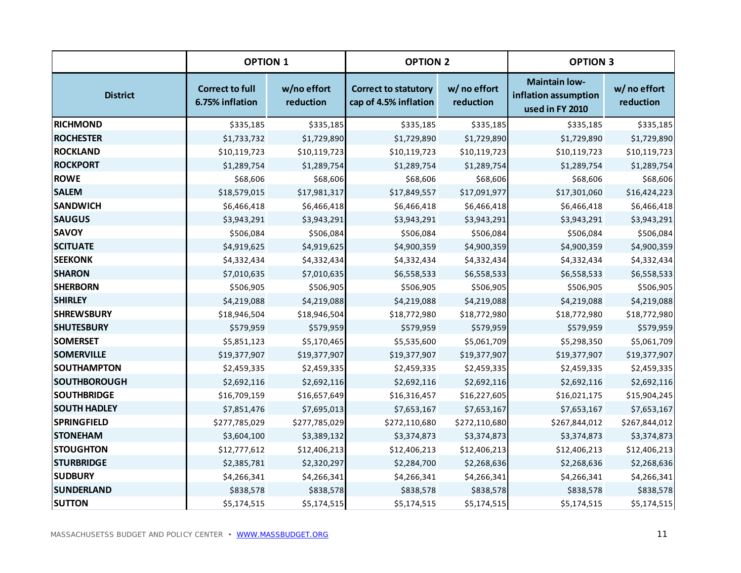| District | OPTION 1 | | OPTION 2 | | OPTION 3 | |
|---|---|---|---|---|---|---|
| | Correct to full 6.75% inflation | w/no effort reduction | Correct to statutory cap of 4.5% inflation | w/ no effort reduction | Maintain low-inflation assumption used in FY 2010 | w/ no effort reduction |
| **RICHMOND** | $335,185 | $335,185 | $335,185 | $335,185 | $335,185 | $335,185 |
| **ROCHESTER** | $1,733,732 | $1,729,890 | $1,729,890 | $1,729,890 | $1,729,890 | $1,729,890 |
| **ROCKLAND** | $10,119,723 | $10,119,723 | $10,119,723 | $10,119,723 | $10,119,723 | $10,119,723 |
| **ROCKPORT** | $1,289,754 | $1,289,754 | $1,289,754 | $1,289,754 | $1,289,754 | $1,289,754 |
| **ROWE** | $68,606 | $68,606 | $68,606 | $68,606 | $68,606 | $68,606 |
| **SALEM** | $18,579,015 | $17,981,317 | $17,849,557 | $17,091,977 | $17,301,060 | $16,424,223 |
| **SANDWICH** | $6,466,418 | $6,466,418 | $6,466,418 | $6,466,418 | $6,466,418 | $6,466,418 |
| **SAUGUS** | $3,943,291 | $3,943,291 | $3,943,291 | $3,943,291 | $3,943,291 | $3,943,291 |
| **SAVOY** | $506,084 | $506,084 | $506,084 | $506,084 | $506,084 | $506,084 |
| **SCITUATE** | $4,919,625 | $4,919,625 | $4,900,359 | $4,900,359 | $4,900,359 | $4,900,359 |
| **SEEKONK** | $4,332,434 | $4,332,434 | $4,332,434 | $4,332,434 | $4,332,434 | $4,332,434 |
| **SHARON** | $7,010,635 | $7,010,635 | $6,558,533 | $6,558,533 | $6,558,533 | $6,558,533 |
| **SHERBORN** | $506,905 | $506,905 | $506,905 | $506,905 | $506,905 | $506,905 |
| **SHIRLEY** | $4,219,088 | $4,219,088 | $4,219,088 | $4,219,088 | $4,219,088 | $4,219,088 |
| **SHREWSBURY** | $18,946,504 | $18,946,504 | $18,772,980 | $18,772,980 | $18,772,980 | $18,772,980 |
| **SHUTESBURY** | $579,959 | $579,959 | $579,959 | $579,959 | $579,959 | $579,959 |
| **SOMERSET** | $5,851,123 | $5,170,465 | $5,535,600 | $5,061,709 | $5,298,350 | $5,061,709 |
| **SOMERVILLE** | $19,377,907 | $19,377,907 | $19,377,907 | $19,377,907 | $19,377,907 | $19,377,907 |
| **SOUTHAMPTON** | $2,459,335 | $2,459,335 | $2,459,335 | $2,459,335 | $2,459,335 | $2,459,335 |
| **SOUTHBOROUGH** | $2,692,116 | $2,692,116 | $2,692,116 | $2,692,116 | $2,692,116 | $2,692,116 |
| **SOUTHBRIDGE** | $16,709,159 | $16,657,649 | $16,316,457 | $16,227,605 | $16,021,175 | $15,904,245 |
| **SOUTH HADLEY** | $7,851,476 | $7,695,013 | $7,653,167 | $7,653,167 | $7,653,167 | $7,653,167 |
| **SPRINGFIELD** | $277,785,029 | $277,785,029 | $272,110,680 | $272,110,680 | $267,844,012 | $267,844,012 |
| **STONEHAM** | $3,604,100 | $3,389,132 | $3,374,873 | $3,374,873 | $3,374,873 | $3,374,873 |
| **STOUGHTON** | $12,777,612 | $12,406,213 | $12,406,213 | $12,406,213 | $12,406,213 | $12,406,213 |
| **STURBRIDGE** | $2,385,781 | $2,320,297 | $2,284,700 | $2,268,636 | $2,268,636 | $2,268,636 |
| **SUDBURY** | $4,266,341 | $4,266,341 | $4,266,341 | $4,266,341 | $4,266,341 | $4,266,341 |
| **SUNDERLAND** | $838,578 | $838,578 | $838,578 | $838,578 | $838,578 | $838,578 |
| **SUTTON** | $5,174,515 | $5,174,515 | $5,174,515 | $5,174,515 | $5,174,515 | $5,174,515 |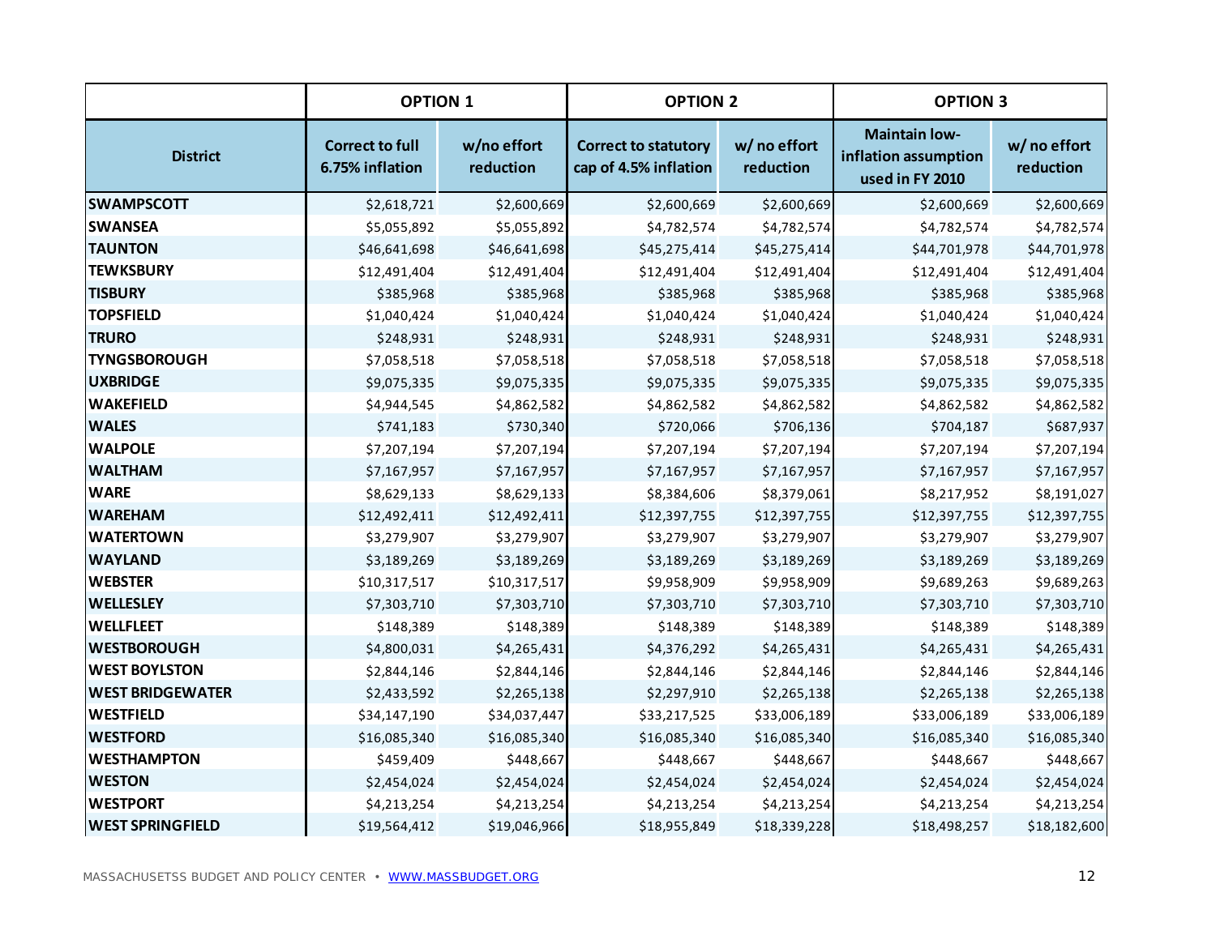| District | OPTION 1 | | OPTION 2 | | OPTION 3 | |
|---|---|---|---|---|---|---|
| | Correct to full 6.75% inflation | w/no effort reduction | Correct to statutory cap of 4.5% inflation | w/ no effort reduction | Maintain low-inflation assumption used in FY 2010 | w/ no effort reduction |
| **SWAMPSCOTT** | $2,618,721 | $2,600,669 | $2,600,669 | $2,600,669 | $2,600,669 | $2,600,669 |
| **SWANSEA** | $5,055,892 | $5,055,892 | $4,782,574 | $4,782,574 | $4,782,574 | $4,782,574 |
| **TAUNTON** | $46,641,698 | $46,641,698 | $45,275,414 | $45,275,414 | $44,701,978 | $44,701,978 |
| **TEWKSBURY** | $12,491,404 | $12,491,404 | $12,491,404 | $12,491,404 | $12,491,404 | $12,491,404 |
| **TISBURY** | $385,968 | $385,968 | $385,968 | $385,968 | $385,968 | $385,968 |
| **TOPSFIELD** | $1,040,424 | $1,040,424 | $1,040,424 | $1,040,424 | $1,040,424 | $1,040,424 |
| **TRURO** | $248,931 | $248,931 | $248,931 | $248,931 | $248,931 | $248,931 |
| **TYNGSBOROUGH** | $7,058,518 | $7,058,518 | $7,058,518 | $7,058,518 | $7,058,518 | $7,058,518 |
| **UXBRIDGE** | $9,075,335 | $9,075,335 | $9,075,335 | $9,075,335 | $9,075,335 | $9,075,335 |
| **WAKEFIELD** | $4,944,545 | $4,862,582 | $4,862,582 | $4,862,582 | $4,862,582 | $4,862,582 |
| **WALES** | $741,183 | $730,340 | $720,066 | $706,136 | $704,187 | $687,937 |
| **WALPOLE** | $7,207,194 | $7,207,194 | $7,207,194 | $7,207,194 | $7,207,194 | $7,207,194 |
| **WALTHAM** | $7,167,957 | $7,167,957 | $7,167,957 | $7,167,957 | $7,167,957 | $7,167,957 |
| **WARE** | $8,629,133 | $8,629,133 | $8,384,606 | $8,379,061 | $8,217,952 | $8,191,027 |
| **WAREHAM** | $12,492,411 | $12,492,411 | $12,397,755 | $12,397,755 | $12,397,755 | $12,397,755 |
| **WATERTOWN** | $3,279,907 | $3,279,907 | $3,279,907 | $3,279,907 | $3,279,907 | $3,279,907 |
| **WAYLAND** | $3,189,269 | $3,189,269 | $3,189,269 | $3,189,269 | $3,189,269 | $3,189,269 |
| **WEBSTER** | $10,317,517 | $10,317,517 | $9,958,909 | $9,958,909 | $9,689,263 | $9,689,263 |
| **WELLESLEY** | $7,303,710 | $7,303,710 | $7,303,710 | $7,303,710 | $7,303,710 | $7,303,710 |
| **WELLFLEET** | $148,389 | $148,389 | $148,389 | $148,389 | $148,389 | $148,389 |
| **WESTBOROUGH** | $4,800,031 | $4,265,431 | $4,376,292 | $4,265,431 | $4,265,431 | $4,265,431 |
| **WEST BOYLSTON** | $2,844,146 | $2,844,146 | $2,844,146 | $2,844,146 | $2,844,146 | $2,844,146 |
| **WEST BRIDGEWATER** | $2,433,592 | $2,265,138 | $2,297,910 | $2,265,138 | $2,265,138 | $2,265,138 |
| **WESTFIELD** | $34,147,190 | $34,037,447 | $33,217,525 | $33,006,189 | $33,006,189 | $33,006,189 |
| **WESTFORD** | $16,085,340 | $16,085,340 | $16,085,340 | $16,085,340 | $16,085,340 | $16,085,340 |
| **WESTHAMPTON** | $459,409 | $448,667 | $448,667 | $448,667 | $448,667 | $448,667 |
| **WESTON** | $2,454,024 | $2,454,024 | $2,454,024 | $2,454,024 | $2,454,024 | $2,454,024 |
| **WESTPORT** | $4,213,254 | $4,213,254 | $4,213,254 | $4,213,254 | $4,213,254 | $4,213,254 |
| **WEST SPRINGFIELD** | $19,564,412 | $19,046,966 | $18,955,849 | $18,339,228 | $18,498,257 | $18,182,600 |

MASSACHUSETSS BUDGET AND POLICY CENTER • WWW.MASSBUDGET.ORG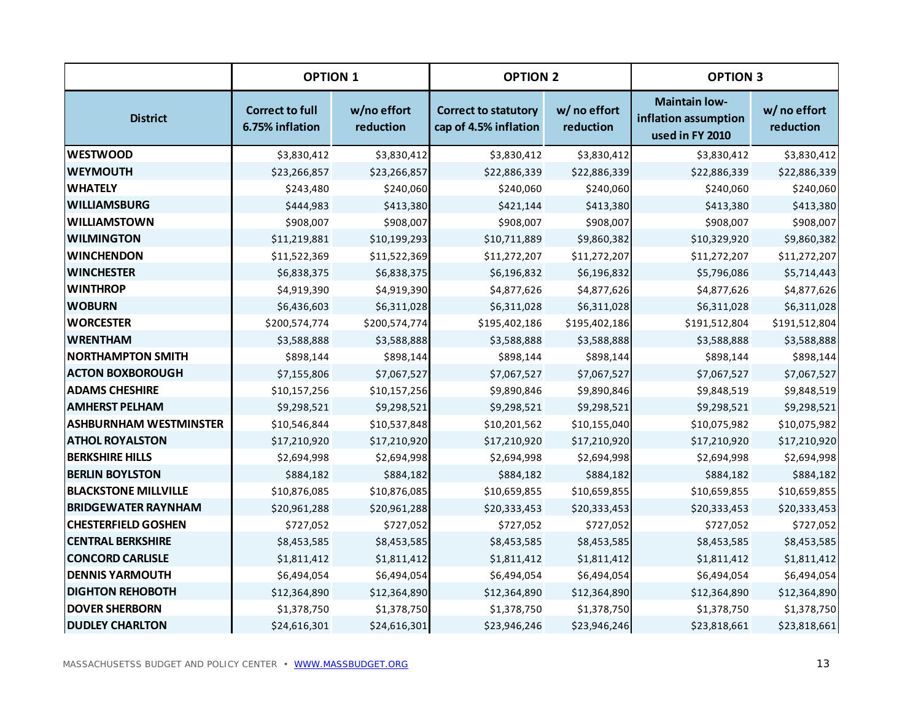| | OPTION 1 | | OPTION 2 | | OPTION 3 | |
|---|---|---|---|---|---|---|
| **District** | **Correct to full 6.75% inflation** | **w/no effort reduction** | **Correct to statutory cap of 4.5% inflation** | **w/ no effort reduction** | **Maintain low-inflation assumption used in FY 2010** | **w/ no effort reduction** |
| **WESTWOOD** | $3,830,412 | $3,830,412 | $3,830,412 | $3,830,412 | $3,830,412 | $3,830,412 |
| **WEYMOUTH** | $23,266,857 | $23,266,857 | $22,886,339 | $22,886,339 | $22,886,339 | $22,886,339 |
| **WHATELY** | $243,480 | $240,060 | $240,060 | $240,060 | $240,060 | $240,060 |
| **WILLIAMSBURG** | $444,983 | $413,380 | $421,144 | $413,380 | $413,380 | $413,380 |
| **WILLIAMSTOWN** | $908,007 | $908,007 | $908,007 | $908,007 | $908,007 | $908,007 |
| **WILMINGTON** | $11,219,881 | $10,199,293 | $10,711,889 | $9,860,382 | $10,329,920 | $9,860,382 |
| **WINCHENDON** | $11,522,369 | $11,522,369 | $11,272,207 | $11,272,207 | $11,272,207 | $11,272,207 |
| **WINCHESTER** | $6,838,375 | $6,838,375 | $6,196,832 | $6,196,832 | $5,796,086 | $5,714,443 |
| **WINTHROP** | $4,919,390 | $4,919,390 | $4,877,626 | $4,877,626 | $4,877,626 | $4,877,626 |
| **WOBURN** | $6,436,603 | $6,311,028 | $6,311,028 | $6,311,028 | $6,311,028 | $6,311,028 |
| **WORCESTER** | $200,574,774 | $200,574,774 | $195,402,186 | $195,402,186 | $191,512,804 | $191,512,804 |
| **WRENTHAM** | $3,588,888 | $3,588,888 | $3,588,888 | $3,588,888 | $3,588,888 | $3,588,888 |
| **NORTHAMPTON SMITH** | $898,144 | $898,144 | $898,144 | $898,144 | $898,144 | $898,144 |
| **ACTON BOXBOROUGH** | $7,155,806 | $7,067,527 | $7,067,527 | $7,067,527 | $7,067,527 | $7,067,527 |
| **ADAMS CHESHIRE** | $10,157,256 | $10,157,256 | $9,890,846 | $9,890,846 | $9,848,519 | $9,848,519 |
| **AMHERST PELHAM** | $9,298,521 | $9,298,521 | $9,298,521 | $9,298,521 | $9,298,521 | $9,298,521 |
| **ASHBURNHAM WESTMINSTER** | $10,546,844 | $10,537,848 | $10,201,562 | $10,155,040 | $10,075,982 | $10,075,982 |
| **ATHOL ROYALSTON** | $17,210,920 | $17,210,920 | $17,210,920 | $17,210,920 | $17,210,920 | $17,210,920 |
| **BERKSHIRE HILLS** | $2,694,998 | $2,694,998 | $2,694,998 | $2,694,998 | $2,694,998 | $2,694,998 |
| **BERLIN BOYLSTON** | $884,182 | $884,182 | $884,182 | $884,182 | $884,182 | $884,182 |
| **BLACKSTONE MILLVILLE** | $10,876,085 | $10,876,085 | $10,659,855 | $10,659,855 | $10,659,855 | $10,659,855 |
| **BRIDGEWATER RAYNHAM** | $20,961,288 | $20,961,288 | $20,333,453 | $20,333,453 | $20,333,453 | $20,333,453 |
| **CHESTERFIELD GOSHEN** | $727,052 | $727,052 | $727,052 | $727,052 | $727,052 | $727,052 |
| **CENTRAL BERKSHIRE** | $8,453,585 | $8,453,585 | $8,453,585 | $8,453,585 | $8,453,585 | $8,453,585 |
| **CONCORD CARLISLE** | $1,811,412 | $1,811,412 | $1,811,412 | $1,811,412 | $1,811,412 | $1,811,412 |
| **DENNIS YARMOUTH** | $6,494,054 | $6,494,054 | $6,494,054 | $6,494,054 | $6,494,054 | $6,494,054 |
| **DIGHTON REHOBOTH** | $12,364,890 | $12,364,890 | $12,364,890 | $12,364,890 | $12,364,890 | $12,364,890 |
| **DOVER SHERBORN** | $1,378,750 | $1,378,750 | $1,378,750 | $1,378,750 | $1,378,750 | $1,378,750 |
| **DUDLEY CHARLTON** | $24,616,301 | $24,616,301 | $23,946,246 | $23,946,246 | $23,818,661 | $23,818,661 |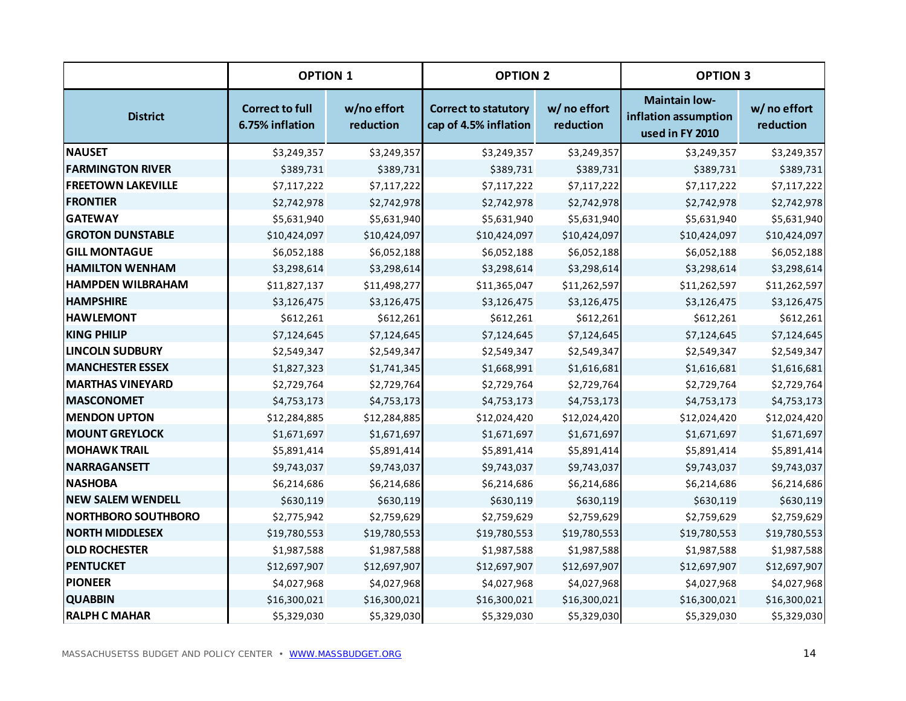| | OPTION 1 | | OPTION 2 | | OPTION 3 | |
|---|---|---|---|---|---|---|
| **District** | **Correct to full 6.75% inflation** | **w/no effort reduction** | **Correct to statutory cap of 4.5% inflation** | **w/ no effort reduction** | **Maintain low-inflation assumption used in FY 2010** | **w/ no effort reduction** |
| **NAUSET** | $3,249,357 | $3,249,357 | $3,249,357 | $3,249,357 | $3,249,357 | $3,249,357 |
| **FARMINGTON RIVER** | $389,731 | $389,731 | $389,731 | $389,731 | $389,731 | $389,731 |
| **FREETOWN LAKEVILLE** | $7,117,222 | $7,117,222 | $7,117,222 | $7,117,222 | $7,117,222 | $7,117,222 |
| **FRONTIER** | $2,742,978 | $2,742,978 | $2,742,978 | $2,742,978 | $2,742,978 | $2,742,978 |
| **GATEWAY** | $5,631,940 | $5,631,940 | $5,631,940 | $5,631,940 | $5,631,940 | $5,631,940 |
| **GROTON DUNSTABLE** | $10,424,097 | $10,424,097 | $10,424,097 | $10,424,097 | $10,424,097 | $10,424,097 |
| **GILL MONTAGUE** | $6,052,188 | $6,052,188 | $6,052,188 | $6,052,188 | $6,052,188 | $6,052,188 |
| **HAMILTON WENHAM** | $3,298,614 | $3,298,614 | $3,298,614 | $3,298,614 | $3,298,614 | $3,298,614 |
| **HAMPDEN WILBRAHAM** | $11,827,137 | $11,498,277 | $11,365,047 | $11,262,597 | $11,262,597 | $11,262,597 |
| **HAMPSHIRE** | $3,126,475 | $3,126,475 | $3,126,475 | $3,126,475 | $3,126,475 | $3,126,475 |
| **HAWLEMONT** | $612,261 | $612,261 | $612,261 | $612,261 | $612,261 | $612,261 |
| **KING PHILIP** | $7,124,645 | $7,124,645 | $7,124,645 | $7,124,645 | $7,124,645 | $7,124,645 |
| **LINCOLN SUDBURY** | $2,549,347 | $2,549,347 | $2,549,347 | $2,549,347 | $2,549,347 | $2,549,347 |
| **MANCHESTER ESSEX** | $1,827,323 | $1,741,345 | $1,668,991 | $1,616,681 | $1,616,681 | $1,616,681 |
| **MARTHAS VINEYARD** | $2,729,764 | $2,729,764 | $2,729,764 | $2,729,764 | $2,729,764 | $2,729,764 |
| **MASCONOMET** | $4,753,173 | $4,753,173 | $4,753,173 | $4,753,173 | $4,753,173 | $4,753,173 |
| **MENDON UPTON** | $12,284,885 | $12,284,885 | $12,024,420 | $12,024,420 | $12,024,420 | $12,024,420 |
| **MOUNT GREYLOCK** | $1,671,697 | $1,671,697 | $1,671,697 | $1,671,697 | $1,671,697 | $1,671,697 |
| **MOHAWK TRAIL** | $5,891,414 | $5,891,414 | $5,891,414 | $5,891,414 | $5,891,414 | $5,891,414 |
| **NARRAGANSETT** | $9,743,037 | $9,743,037 | $9,743,037 | $9,743,037 | $9,743,037 | $9,743,037 |
| **NASHOBA** | $6,214,686 | $6,214,686 | $6,214,686 | $6,214,686 | $6,214,686 | $6,214,686 |
| **NEW SALEM WENDELL** | $630,119 | $630,119 | $630,119 | $630,119 | $630,119 | $630,119 |
| **NORTHBORO SOUTHBORO** | $2,775,942 | $2,759,629 | $2,759,629 | $2,759,629 | $2,759,629 | $2,759,629 |
| **NORTH MIDDLESEX** | $19,780,553 | $19,780,553 | $19,780,553 | $19,780,553 | $19,780,553 | $19,780,553 |
| **OLD ROCHESTER** | $1,987,588 | $1,987,588 | $1,987,588 | $1,987,588 | $1,987,588 | $1,987,588 |
| **PENTUCKET** | $12,697,907 | $12,697,907 | $12,697,907 | $12,697,907 | $12,697,907 | $12,697,907 |
| **PIONEER** | $4,027,968 | $4,027,968 | $4,027,968 | $4,027,968 | $4,027,968 | $4,027,968 |
| **QUABBIN** | $16,300,021 | $16,300,021 | $16,300,021 | $16,300,021 | $16,300,021 | $16,300,021 |
| **RALPH C MAHAR** | $5,329,030 | $5,329,030 | $5,329,030 | $5,329,030 | $5,329,030 | $5,329,030 |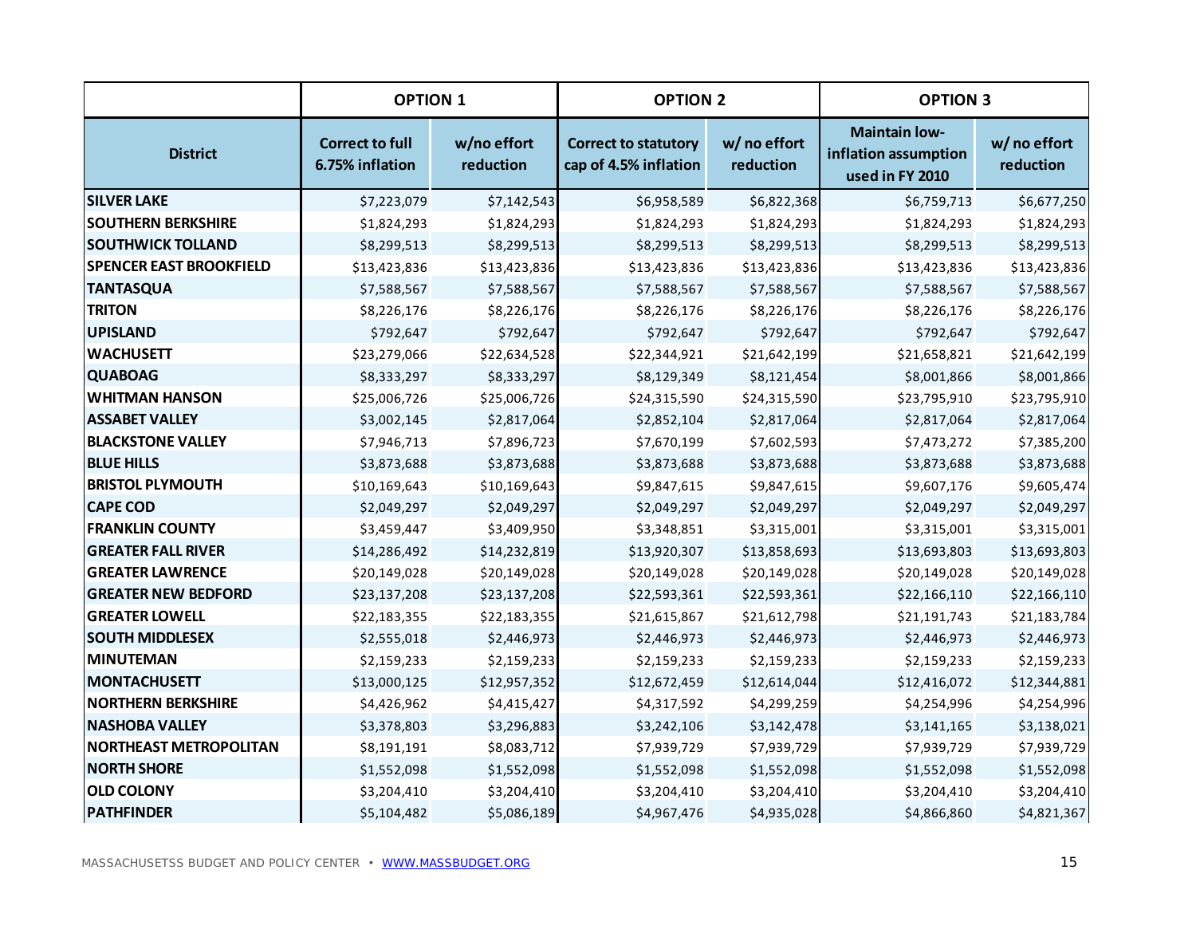| District | OPTION 1 | | OPTION 2 | | OPTION 3 | |
|---|---|---|---|---|---|---|
| | Correct to full 6.75% inflation | w/no effort reduction | Correct to statutory cap of 4.5% inflation | w/ no effort reduction | Maintain low-inflation assumption used in FY 2010 | w/ no effort reduction |
| **SILVER LAKE** | $7,223,079 | $7,142,543 | $6,958,589 | $6,822,368 | $6,759,713 | $6,677,250 |
| **SOUTHERN BERKSHIRE** | $1,824,293 | $1,824,293 | $1,824,293 | $1,824,293 | $1,824,293 | $1,824,293 |
| **SOUTHWICK TOLLAND** | $8,299,513 | $8,299,513 | $8,299,513 | $8,299,513 | $8,299,513 | $8,299,513 |
| **SPENCER EAST BROOKFIELD** | $13,423,836 | $13,423,836 | $13,423,836 | $13,423,836 | $13,423,836 | $13,423,836 |
| **TANTASQUA** | $7,588,567 | $7,588,567 | $7,588,567 | $7,588,567 | $7,588,567 | $7,588,567 |
| **TRITON** | $8,226,176 | $8,226,176 | $8,226,176 | $8,226,176 | $8,226,176 | $8,226,176 |
| **UPISLAND** | $792,647 | $792,647 | $792,647 | $792,647 | $792,647 | $792,647 |
| **WACHUSETT** | $23,279,066 | $22,634,528 | $22,344,921 | $21,642,199 | $21,658,821 | $21,642,199 |
| **QUABOAG** | $8,333,297 | $8,333,297 | $8,129,349 | $8,121,454 | $8,001,866 | $8,001,866 |
| **WHITMAN HANSON** | $25,006,726 | $25,006,726 | $24,315,590 | $24,315,590 | $23,795,910 | $23,795,910 |
| **ASSABET VALLEY** | $3,002,145 | $2,817,064 | $2,852,104 | $2,817,064 | $2,817,064 | $2,817,064 |
| **BLACKSTONE VALLEY** | $7,946,713 | $7,896,723 | $7,670,199 | $7,602,593 | $7,473,272 | $7,385,200 |
| **BLUE HILLS** | $3,873,688 | $3,873,688 | $3,873,688 | $3,873,688 | $3,873,688 | $3,873,688 |
| **BRISTOL PLYMOUTH** | $10,169,643 | $10,169,643 | $9,847,615 | $9,847,615 | $9,607,176 | $9,605,474 |
| **CAPE COD** | $2,049,297 | $2,049,297 | $2,049,297 | $2,049,297 | $2,049,297 | $2,049,297 |
| **FRANKLIN COUNTY** | $3,459,447 | $3,409,950 | $3,348,851 | $3,315,001 | $3,315,001 | $3,315,001 |
| **GREATER FALL RIVER** | $14,286,492 | $14,232,819 | $13,920,307 | $13,858,693 | $13,693,803 | $13,693,803 |
| **GREATER LAWRENCE** | $20,149,028 | $20,149,028 | $20,149,028 | $20,149,028 | $20,149,028 | $20,149,028 |
| **GREATER NEW BEDFORD** | $23,137,208 | $23,137,208 | $22,593,361 | $22,593,361 | $22,166,110 | $22,166,110 |
| **GREATER LOWELL** | $22,183,355 | $22,183,355 | $21,615,867 | $21,612,798 | $21,191,743 | $21,183,784 |
| **SOUTH MIDDLESEX** | $2,555,018 | $2,446,973 | $2,446,973 | $2,446,973 | $2,446,973 | $2,446,973 |
| **MINUTEMAN** | $2,159,233 | $2,159,233 | $2,159,233 | $2,159,233 | $2,159,233 | $2,159,233 |
| **MONTACHUSETT** | $13,000,125 | $12,957,352 | $12,672,459 | $12,614,044 | $12,416,072 | $12,344,881 |
| **NORTHERN BERKSHIRE** | $4,426,962 | $4,415,427 | $4,317,592 | $4,299,259 | $4,254,996 | $4,254,996 |
| **NASHOBA VALLEY** | $3,378,803 | $3,296,883 | $3,242,106 | $3,142,478 | $3,141,165 | $3,138,021 |
| **NORTHEAST METROPOLITAN** | $8,191,191 | $8,083,712 | $7,939,729 | $7,939,729 | $7,939,729 | $7,939,729 |
| **NORTH SHORE** | $1,552,098 | $1,552,098 | $1,552,098 | $1,552,098 | $1,552,098 | $1,552,098 |
| **OLD COLONY** | $3,204,410 | $3,204,410 | $3,204,410 | $3,204,410 | $3,204,410 | $3,204,410 |
| **PATHFINDER** | $5,104,482 | $5,086,189 | $4,967,476 | $4,935,028 | $4,866,860 | $4,821,367 |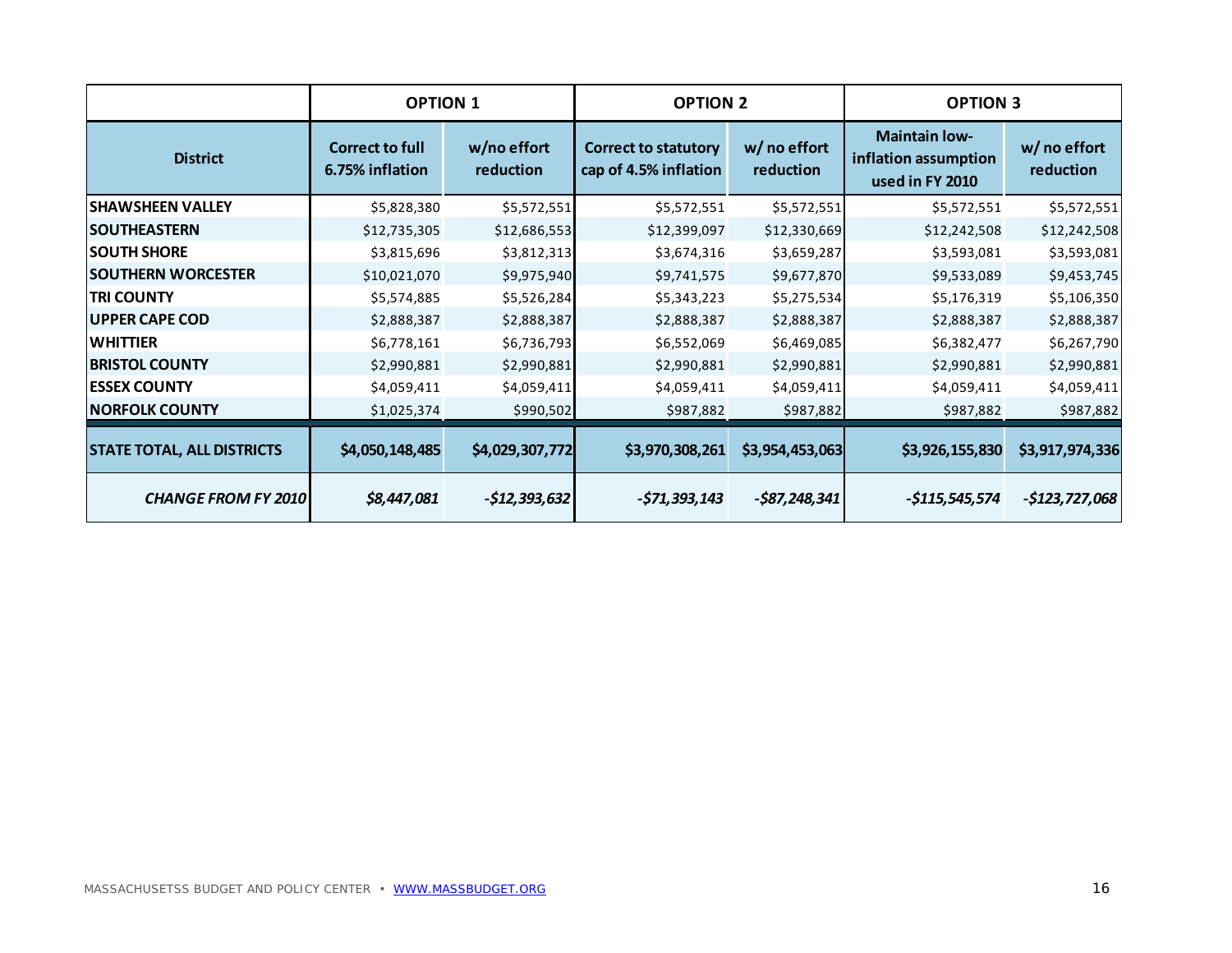| | OPTION 1 | | OPTION 2 | | OPTION 3 | |
|---|---|---|---|---|---|---|
| **District** | **Correct to full 6.75% inflation** | **w/no effort reduction** | **Correct to statutory cap of 4.5% inflation** | **w/ no effort reduction** | **Maintain low-inflation assumption used in FY 2010** | **w/ no effort reduction** |
| **SHAWSHEEN VALLEY** | $5,828,380 | $5,572,551 | $5,572,551 | $5,572,551 | $5,572,551 | $5,572,551 |
| **SOUTHEASTERN** | $12,735,305 | $12,686,553 | $12,399,097 | $12,330,669 | $12,242,508 | $12,242,508 |
| **SOUTH SHORE** | $3,815,696 | $3,812,313 | $3,674,316 | $3,659,287 | $3,593,081 | $3,593,081 |
| **SOUTHERN WORCESTER** | $10,021,070 | $9,975,940 | $9,741,575 | $9,677,870 | $9,533,089 | $9,453,745 |
| **TRI COUNTY** | $5,574,885 | $5,526,284 | $5,343,223 | $5,275,534 | $5,176,319 | $5,106,350 |
| **UPPER CAPE COD** | $2,888,387 | $2,888,387 | $2,888,387 | $2,888,387 | $2,888,387 | $2,888,387 |
| **WHITTIER** | $6,778,161 | $6,736,793 | $6,552,069 | $6,469,085 | $6,382,477 | $6,267,790 |
| **BRISTOL COUNTY** | $2,990,881 | $2,990,881 | $2,990,881 | $2,990,881 | $2,990,881 | $2,990,881 |
| **ESSEX COUNTY** | $4,059,411 | $4,059,411 | $4,059,411 | $4,059,411 | $4,059,411 | $4,059,411 |
| **NORFOLK COUNTY** | $1,025,374 | $990,502 | $987,882 | $987,882 | $987,882 | $987,882 |
| **STATE TOTAL, ALL DISTRICTS** | **$4,050,148,485** | **$4,029,307,772** | **$3,970,308,261** | **$3,954,453,063** | **$3,926,155,830** | **$3,917,974,336** |
| ***CHANGE FROM FY 2010*** | ***$8,447,081*** | ***-$12,393,632*** | ***-$71,393,143*** | ***-$87,248,341*** | ***-$115,545,574*** | ***-$123,727,068*** |